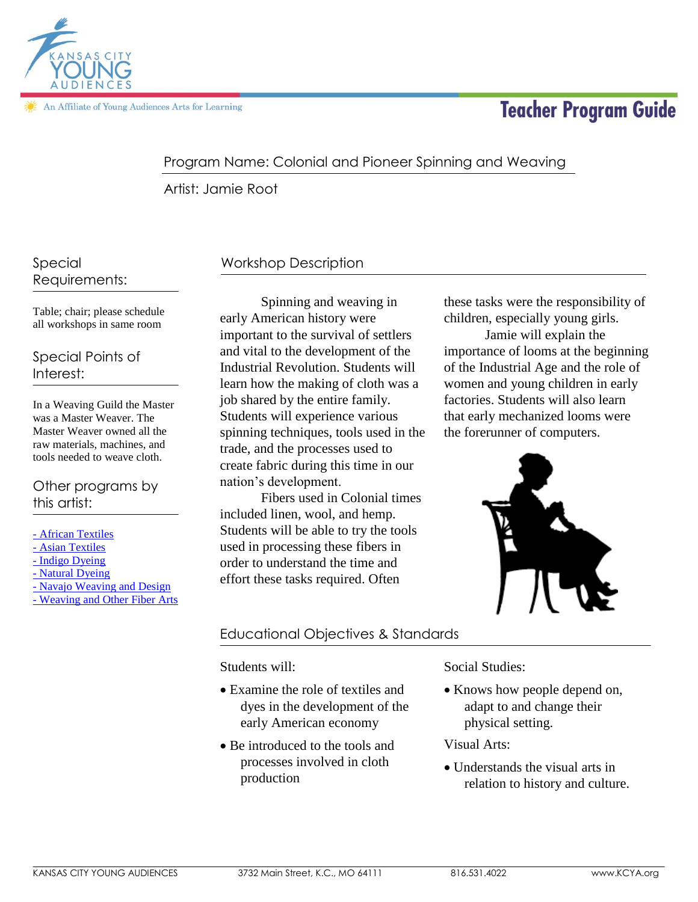# Teacher Program Guide

An Affiliate of Young Audiences Arts for Learning

Program Name: Colonial and Pioneer Spinning and Weaving

Artist: Jamie Root

## Special Requirements:

Table; chair; please schedule all workshops in same room

## Special Points of Interest:

In a Weaving Guild the Master was a Master Weaver. The Master Weaver owned all the raw materials, machines, and tools needed to weave cloth.

## Other programs by this artist:

- African Textiles
- Asian Textiles
- Indigo Dyeing
- Natural Dyeing
- Navajo Weaving and Design
- Weaving and Other Fiber Arts

## Workshop Description

Spinning and weaving in early American history were important to the survival of settlers and vital to the development of the Industrial Revolution. Students will learn how the making of cloth was a job shared by the entire family. Students will experience various spinning techniques, tools used in the trade, and the processes used to create fabric during this time in our nation's development.

Fibers used in Colonial times included linen, wool, and hemp. Students will be able to try the tools used in processing these fibers in order to understand the time and effort these tasks required. Often these tasks were the responsibility of children, especially young girls.

Jamie will explain the importance of looms at the beginning of the Industrial Age and the role of women and young children in early factories. Students will also learn that early mechanized looms were the forerunner of computers.

## Educational Objectives & Standards

Students will:

- Examine the role of textiles and dyes in the development of the early American economy
- Be introduced to the tools and processes involved in cloth production

Social Studies:

- Knows how people depend on, adapt to and change their physical setting.

Visual Arts:

- Understands the visual arts in relation to history and culture.

KANSAS CITY YOUNG AUDIENCES 3732 Main Street, K.C., MO 64111 816.531.4022 www.KCYA.org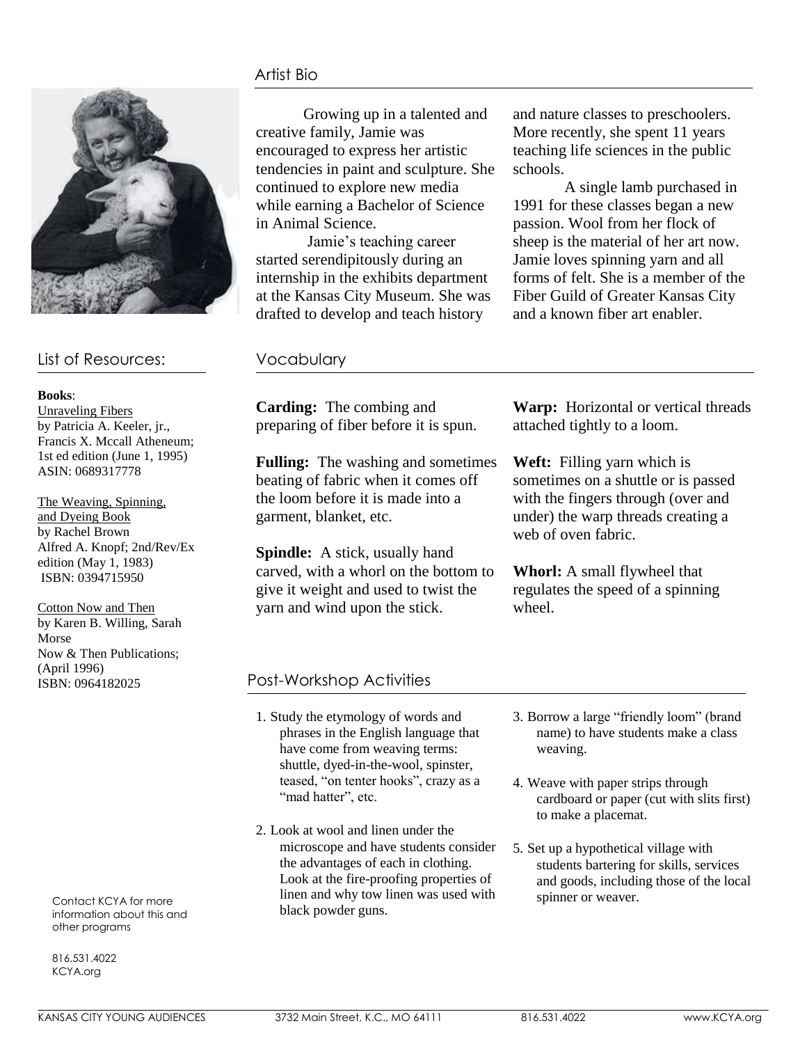## Artist Bio

Growing up in a talented and creative family, Jamie was encouraged to express her artistic tendencies in paint and sculpture. She continued to explore new media while earning a Bachelor of Science in Animal Science.

Jamie's teaching career started serendipitously during an internship in the exhibits department at the Kansas City Museum. She was drafted to develop and teach history and nature classes to preschoolers. More recently, she spent 11 years teaching life sciences in the public schools.

A single lamb purchased in 1991 for these classes began a new passion. Wool from her flock of sheep is the material of her art now. Jamie loves spinning yarn and all forms of felt. She is a member of the Fiber Guild of Greater Kansas City and a known fiber art enabler.

## List of Resources:

**Books**:

Unraveling Fibers
by Patricia A. Keeler, jr., Francis X. Mccall Atheneum; 1st ed edition (June 1, 1995)
ASIN: 0689317778

The Weaving, Spinning, and Dyeing Book
by Rachel Brown
Alfred A. Knopf; 2nd/Rev/Ex edition (May 1, 1983)
ISBN: 0394715950

Cotton Now and Then
by Karen B. Willing, Sarah Morse
Now & Then Publications; (April 1996)
ISBN: 0964182025

Contact KCYA for more information about this and other programs

816.531.4022
KCYA.org

## Vocabulary

**Carding:** The combing and preparing of fiber before it is spun.

**Fulling:** The washing and sometimes beating of fabric when it comes off the loom before it is made into a garment, blanket, etc.

**Spindle:** A stick, usually hand carved, with a whorl on the bottom to give it weight and used to twist the yarn and wind upon the stick.

**Warp:** Horizontal or vertical threads attached tightly to a loom.

**Weft:** Filling yarn which is sometimes on a shuttle or is passed with the fingers through (over and under) the warp threads creating a web of oven fabric.

**Whorl:** A small flywheel that regulates the speed of a spinning wheel.

## Post-Workshop Activities

1. Study the etymology of words and phrases in the English language that have come from weaving terms: shuttle, dyed-in-the-wool, spinster, teased, "on tenter hooks", crazy as a "mad hatter", etc.
2. Look at wool and linen under the microscope and have students consider the advantages of each in clothing. Look at the fire-proofing properties of linen and why tow linen was used with black powder guns.
3. Borrow a large "friendly loom" (brand name) to have students make a class weaving.
4. Weave with paper strips through cardboard or paper (cut with slits first) to make a placemat.
5. Set up a hypothetical village with students bartering for skills, services and goods, including those of the local spinner or weaver.